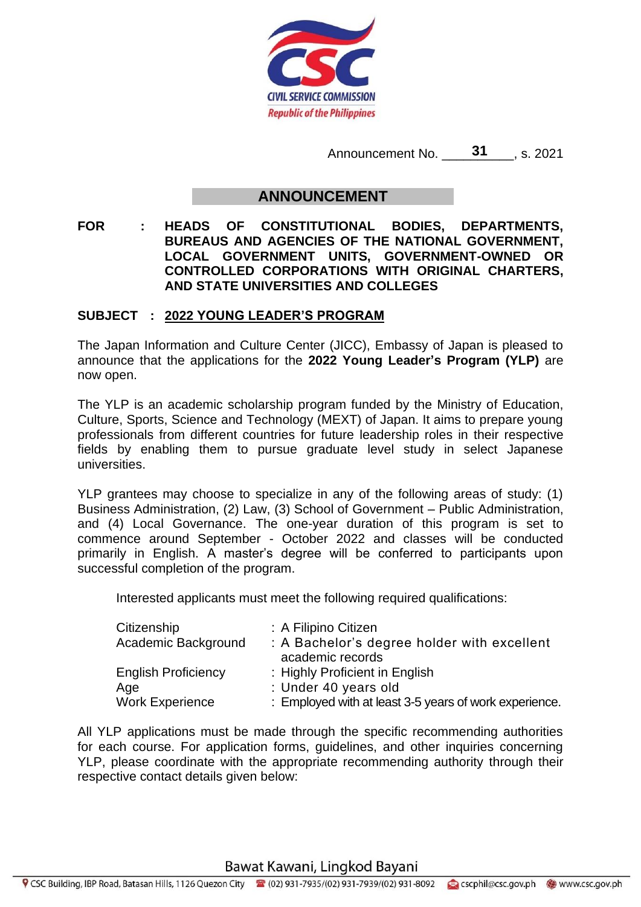CIVIL SERVICE COMMISSION
Republic of the Philippines

Announcement No. 31, s. 2021

## ANNOUNCEMENT

**FOR : HEADS OF CONSTITUTIONAL BODIES, DEPARTMENTS, BUREAUS AND AGENCIES OF THE NATIONAL GOVERNMENT, LOCAL GOVERNMENT UNITS, GOVERNMENT-OWNED OR CONTROLLED CORPORATIONS WITH ORIGINAL CHARTERS, AND STATE UNIVERSITIES AND COLLEGES**

**SUBJECT : 2022 YOUNG LEADER'S PROGRAM**

The Japan Information and Culture Center (JICC), Embassy of Japan is pleased to announce that the applications for the **2022 Young Leader's Program (YLP)** are now open.

The YLP is an academic scholarship program funded by the Ministry of Education, Culture, Sports, Science and Technology (MEXT) of Japan. It aims to prepare young professionals from different countries for future leadership roles in their respective fields by enabling them to pursue graduate level study in select Japanese universities.

YLP grantees may choose to specialize in any of the following areas of study: (1) Business Administration, (2) Law, (3) School of Government – Public Administration, and (4) Local Governance. The one-year duration of this program is set to commence around September - October 2022 and classes will be conducted primarily in English. A master's degree will be conferred to participants upon successful completion of the program.

Interested applicants must meet the following required qualifications:

| | |
|---|---|
| Citizenship | : A Filipino Citizen |
| Academic Background | : A Bachelor's degree holder with excellent academic records |
| English Proficiency | : Highly Proficient in English |
| Age | : Under 40 years old |
| Work Experience | : Employed with at least 3-5 years of work experience. |

All YLP applications must be made through the specific recommending authorities for each course. For application forms, guidelines, and other inquiries concerning YLP, please coordinate with the appropriate recommending authority through their respective contact details given below: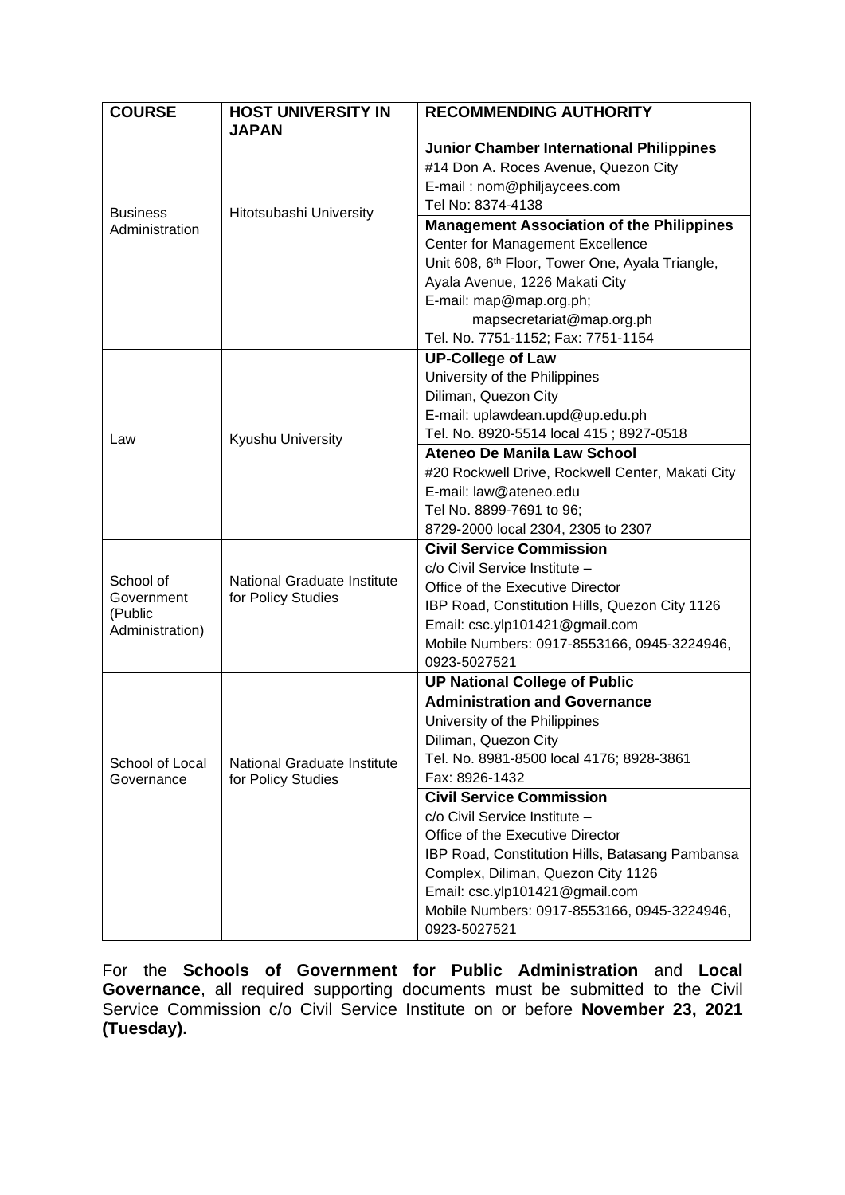| COURSE | HOST UNIVERSITY IN JAPAN | RECOMMENDING AUTHORITY |
|---|---|---|
| Business Administration | Hitotsubashi University | **Junior Chamber International Philippines**<br>#14 Don A. Roces Avenue, Quezon City<br>E-mail : nom@philjaycees.com<br>Tel No: 8374-4138 |
| | | **Management Association of the Philippines**<br>Center for Management Excellence<br>Unit 608, 6th Floor, Tower One, Ayala Triangle, Ayala Avenue, 1226 Makati City<br>E-mail: map@map.org.ph; mapsecretariat@map.org.ph<br>Tel. No. 7751-1152; Fax: 7751-1154 |
| Law | Kyushu University | **UP-College of Law**<br>University of the Philippines<br>Diliman, Quezon City<br>E-mail: uplawdean.upd@up.edu.ph<br>Tel. No. 8920-5514 local 415 ; 8927-0518 |
| | | **Ateneo De Manila Law School**<br>#20 Rockwell Drive, Rockwell Center, Makati City<br>E-mail: law@ateneo.edu<br>Tel No. 8899-7691 to 96;<br>8729-2000 local 2304, 2305 to 2307 |
| School of Government (Public Administration) | National Graduate Institute for Policy Studies | **Civil Service Commission**<br>c/o Civil Service Institute –<br>Office of the Executive Director<br>IBP Road, Constitution Hills, Quezon City 1126<br>Email: csc.ylp101421@gmail.com<br>Mobile Numbers: 0917-8553166, 0945-3224946, 0923-5027521 |
| School of Local Governance | National Graduate Institute for Policy Studies | **UP National College of Public Administration and Governance**<br>University of the Philippines<br>Diliman, Quezon City<br>Tel. No. 8981-8500 local 4176; 8928-3861<br>Fax: 8926-1432 |
| | | **Civil Service Commission**<br>c/o Civil Service Institute –<br>Office of the Executive Director<br>IBP Road, Constitution Hills, Batasang Pambansa Complex, Diliman, Quezon City 1126<br>Email: csc.ylp101421@gmail.com<br>Mobile Numbers: 0917-8553166, 0945-3224946, 0923-5027521 |

For the **Schools of Government for Public Administration** and **Local Governance**, all required supporting documents must be submitted to the Civil Service Commission c/o Civil Service Institute on or before **November 23, 2021 (Tuesday).**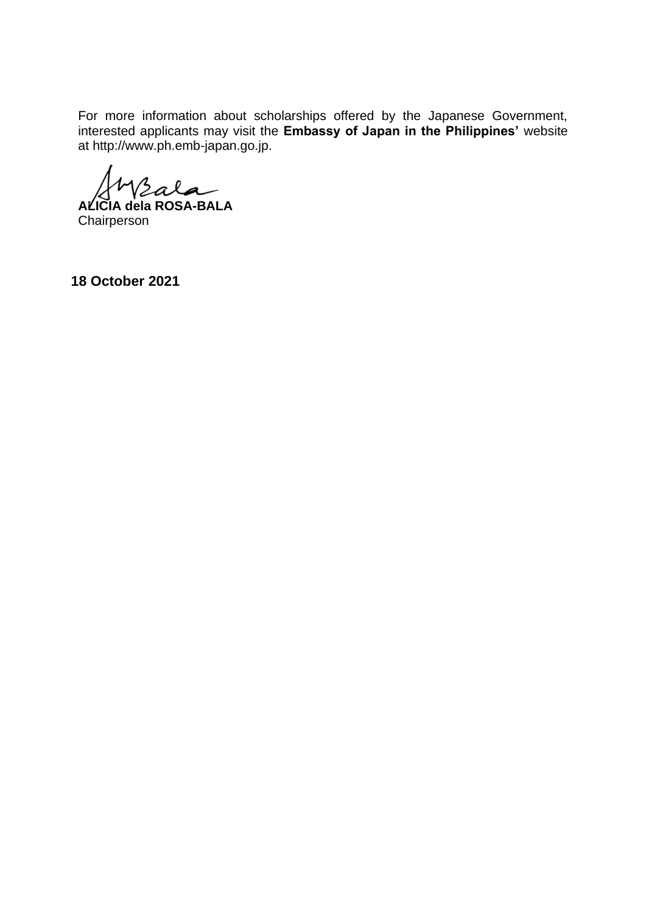For more information about scholarships offered by the Japanese Government, interested applicants may visit the **Embassy of Japan in the Philippines'** website at http://www.ph.emb-japan.go.jp.

**ALICIA dela ROSA-BALA**
Chairperson

**18 October 2021**